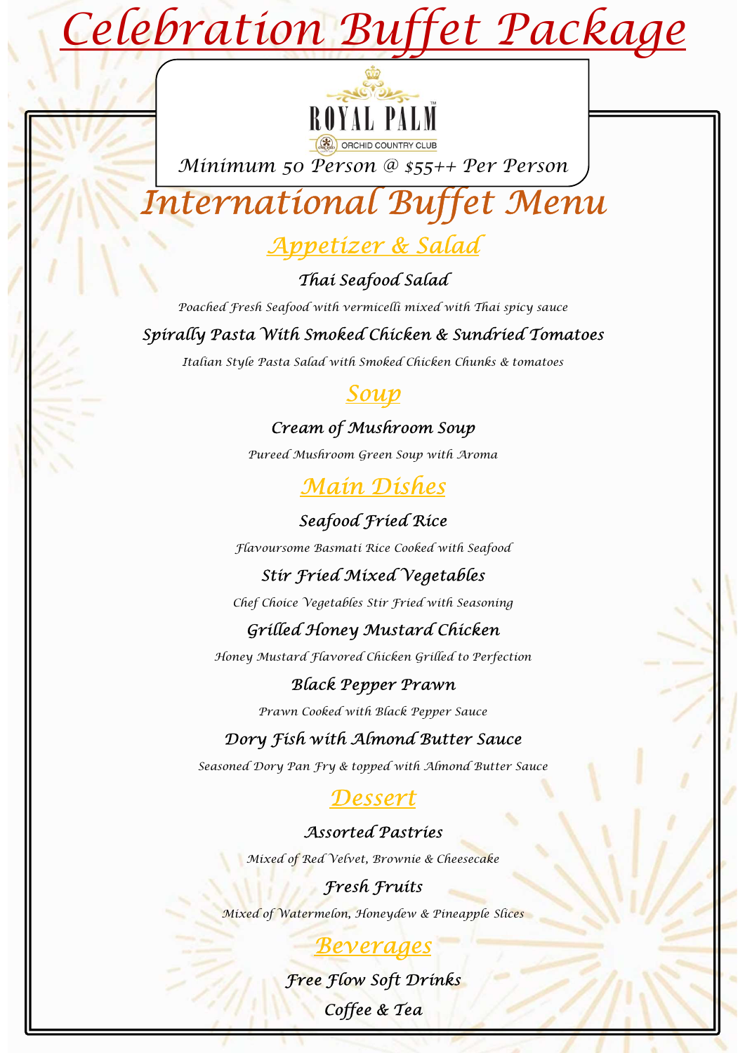# Celebration Buffet Package

ROYAL PALM

ORCHID COUNTRY CLUB

*Minimum 50 Person @ $55++ Per Person*

# International Buffet Menu

## Appetizer & Salad

### Thai Seafood Salad

*Poached Fresh Seafood with vermicelli mixed with Thai spicy sauce*

### Spirally Pasta With Smoked Chicken & Sundried Tomatoes

*Italian Style Pasta Salad with Smoked Chicken Chunks & tomatoes*

## Soup

### Cream of Mushroom Soup

*Pureed Mushroom Green Soup with Aroma*

## Main Dishes

### Seafood Fried Rice

*Flavoursome Basmati Rice Cooked with Seafood*

### Stir Fried Mixed Vegetables

*Chef Choice Vegetables Stir Fried with Seasoning*

### Grilled Honey Mustard Chicken

*Honey Mustard Flavored Chicken Grilled to Perfection*

### Black Pepper Prawn

*Prawn Cooked with Black Pepper Sauce*

### Dory Fish with Almond Butter Sauce

*Seasoned Dory Pan Fry & topped with Almond Butter Sauce*

## Dessert

### Assorted Pastries

*Mixed of Red Velvet, Brownie & Cheesecake*

### Fresh Fruits

*Mixed of Watermelon, Honeydew & Pineapple Slices*

## Beverages

### Free Flow Soft Drinks

### Coffee & Tea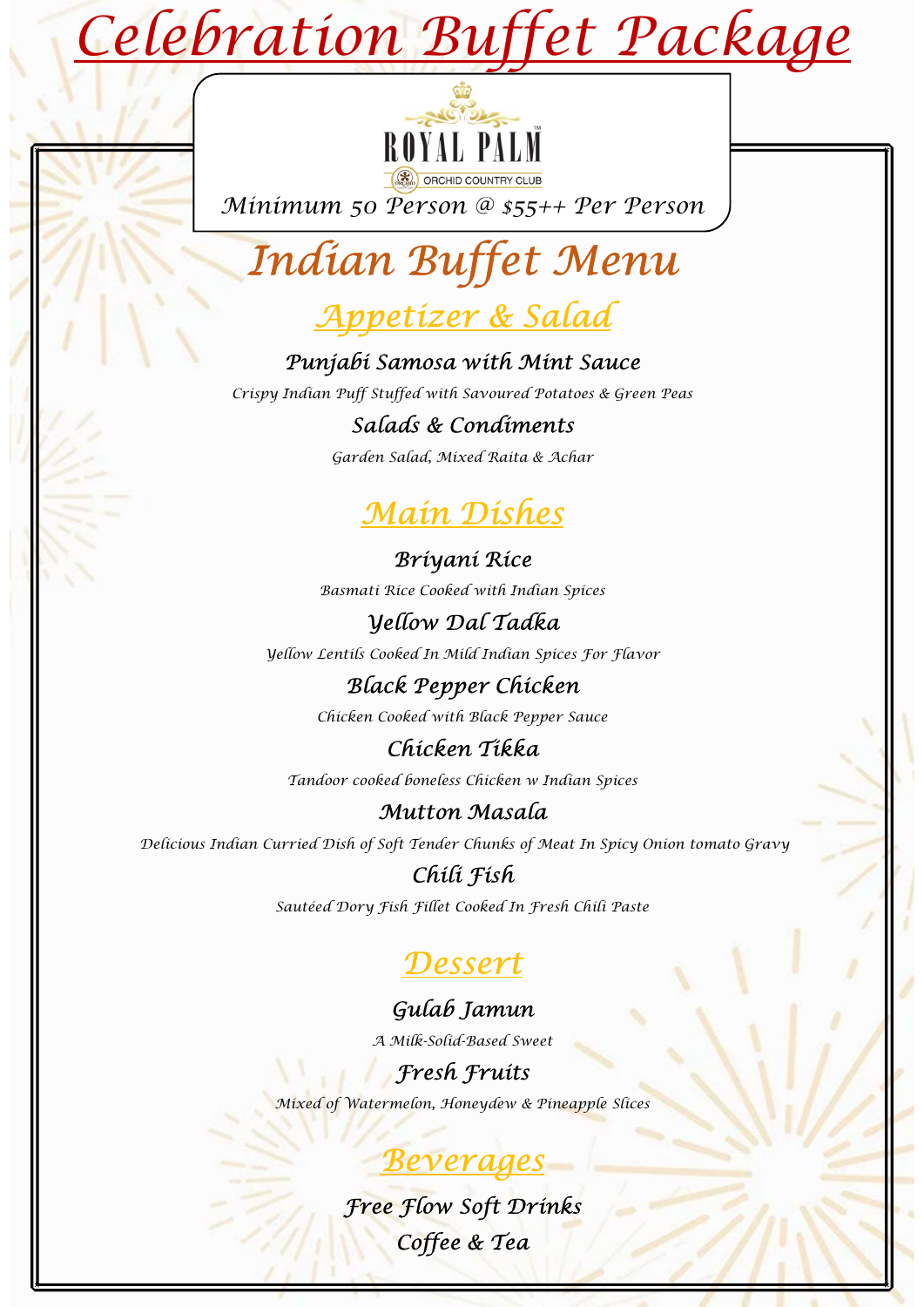# Celebration Buffet Package

ROYAL PALM

ORCHID COUNTRY CLUB

*Minimum 50 Person @ $55++ Per Person*

## Indian Buffet Menu

### Appetizer & Salad

**Punjabi Samosa with Mint Sauce**

*Crispy Indian Puff Stuffed with Savoured Potatoes & Green Peas*

**Salads & Condiments**

*Garden Salad, Mixed Raita & Achar*

### Main Dishes

**Briyani Rice**

*Basmati Rice Cooked with Indian Spices*

**Yellow Dal Tadka**

*Yellow Lentils Cooked In Mild Indian Spices For Flavor*

**Black Pepper Chicken**

*Chicken Cooked with Black Pepper Sauce*

**Chicken Tikka**

*Tandoor cooked boneless Chicken w Indian Spices*

**Mutton Masala**

*Delicious Indian Curried Dish of Soft Tender Chunks of Meat In Spicy Onion tomato Gravy*

**Chili Fish**

*Sautéed Dory Fish Fillet Cooked In Fresh Chili Paste*

### Dessert

**Gulab Jamun**

*A Milk-Solid-Based Sweet*

**Fresh Fruits**

*Mixed of Watermelon, Honeydew & Pineapple Slices*

### Beverages

**Free Flow Soft Drinks**

**Coffee & Tea**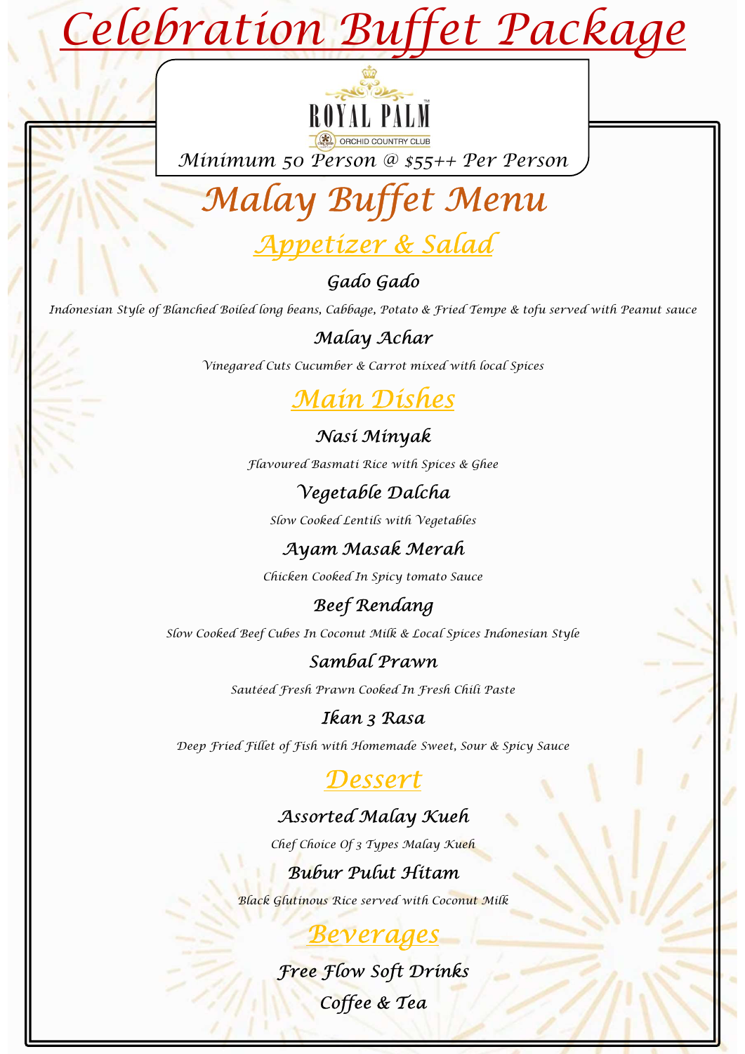# Celebration Buffet Package

ROYAL PALM
ORCHID COUNTRY CLUB

*Minimum 50 Person @ $55++ Per Person*

# Malay Buffet Menu

## Appetizer & Salad

### Gado Gado

*Indonesian Style of Blanched Boiled long beans, Cabbage, Potato & Fried Tempe & tofu served with Peanut sauce*

### Malay Achar

*Vinegared Cuts Cucumber & Carrot mixed with local Spices*

## Main Dishes

### Nasi Minyak

*Flavoured Basmati Rice with Spices & Ghee*

### Vegetable Dalcha

*Slow Cooked Lentils with Vegetables*

### Ayam Masak Merah

*Chicken Cooked In Spicy tomato Sauce*

### Beef Rendang

*Slow Cooked Beef Cubes In Coconut Milk & Local Spices Indonesian Style*

### Sambal Prawn

*Sautéed Fresh Prawn Cooked In Fresh Chili Paste*

### Ikan 3 Rasa

*Deep Fried Fillet of Fish with Homemade Sweet, Sour & Spicy Sauce*

## Dessert

### Assorted Malay Kueh

*Chef Choice Of 3 Types Malay Kueh*

### Bubur Pulut Hitam

*Black Glutinous Rice served with Coconut Milk*

## Beverages

### Free Flow Soft Drinks

### Coffee & Tea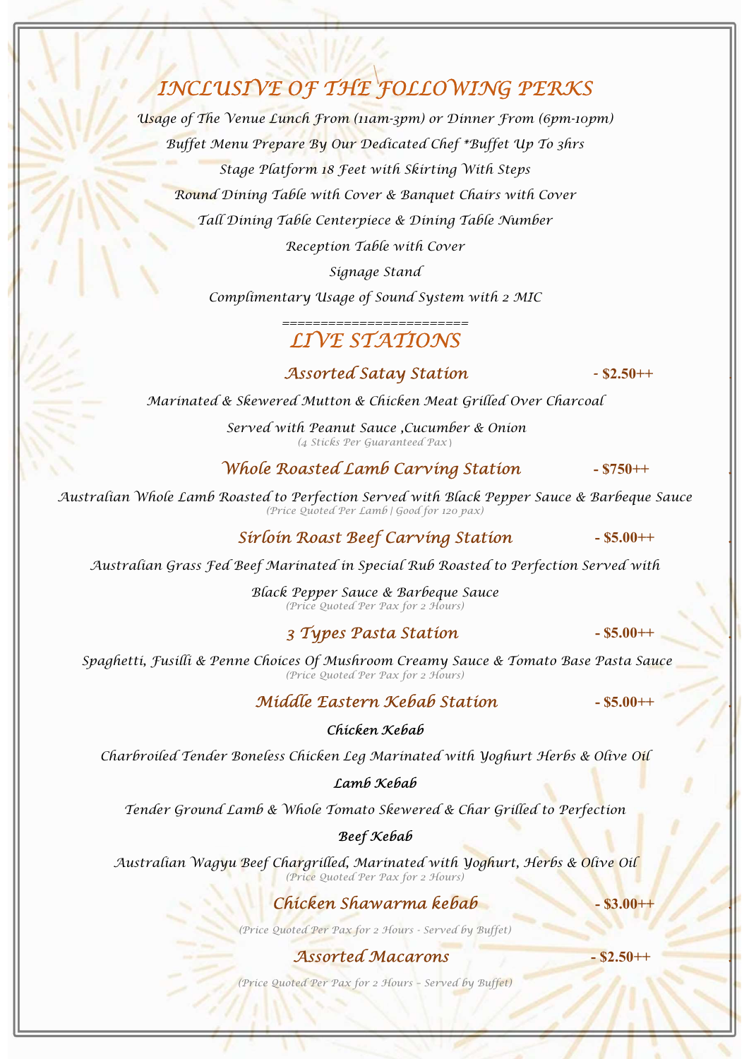# INCLUSIVE OF THE FOLLOWING PERKS

Usage of The Venue Lunch From (11am-3pm) or Dinner From (6pm-10pm)

Buffet Menu Prepare By Our Dedicated Chef *Buffet Up To 3hrs

Stage Platform 18 Feet with Skirting With Steps

Round Dining Table with Cover & Banquet Chairs with Cover

Tall Dining Table Centerpiece & Dining Table Number

Reception Table with Cover

Signage Stand

Complimentary Usage of Sound System with 2 MIC

=======================

# LIVE STATIONS

## Assorted Satay Station - $2.50++

Marinated & Skewered Mutton & Chicken Meat Grilled Over Charcoal

Served with Peanut Sauce ,Cucumber & Onion

*(4 Sticks Per Guaranteed Pax)*

## Whole Roasted Lamb Carving Station - $750++

Australian Whole Lamb Roasted to Perfection Served with Black Pepper Sauce & Barbeque Sauce

*(Price Quoted Per Lamb | Good for 120 pax)*

## Sirloin Roast Beef Carving Station - $5.00++

Australian Grass Fed Beef Marinated in Special Rub Roasted to Perfection Served with

Black Pepper Sauce & Barbeque Sauce

*(Price Quoted Per Pax for 2 Hours)*

## 3 Types Pasta Station - $5.00++

Spaghetti, Fusilli & Penne Choices Of Mushroom Creamy Sauce & Tomato Base Pasta Sauce

*(Price Quoted Per Pax for 2 Hours)*

## Middle Eastern Kebab Station - $5.00++

**Chicken Kebab**

Charbroiled Tender Boneless Chicken Leg Marinated with Yoghurt Herbs & Olive Oil

**Lamb Kebab**

Tender Ground Lamb & Whole Tomato Skewered & Char Grilled to Perfection

**Beef Kebab**

Australian Wagyu Beef Chargrilled, Marinated with Yoghurt, Herbs & Olive Oil

*(Price Quoted Per Pax for 2 Hours)*

## Chicken Shawarma kebab - $3.00++

*(Price Quoted Per Pax for 2 Hours - Served by Buffet)*

## Assorted Macarons - $2.50++

*(Price Quoted Per Pax for 2 Hours – Served by Buffet)*